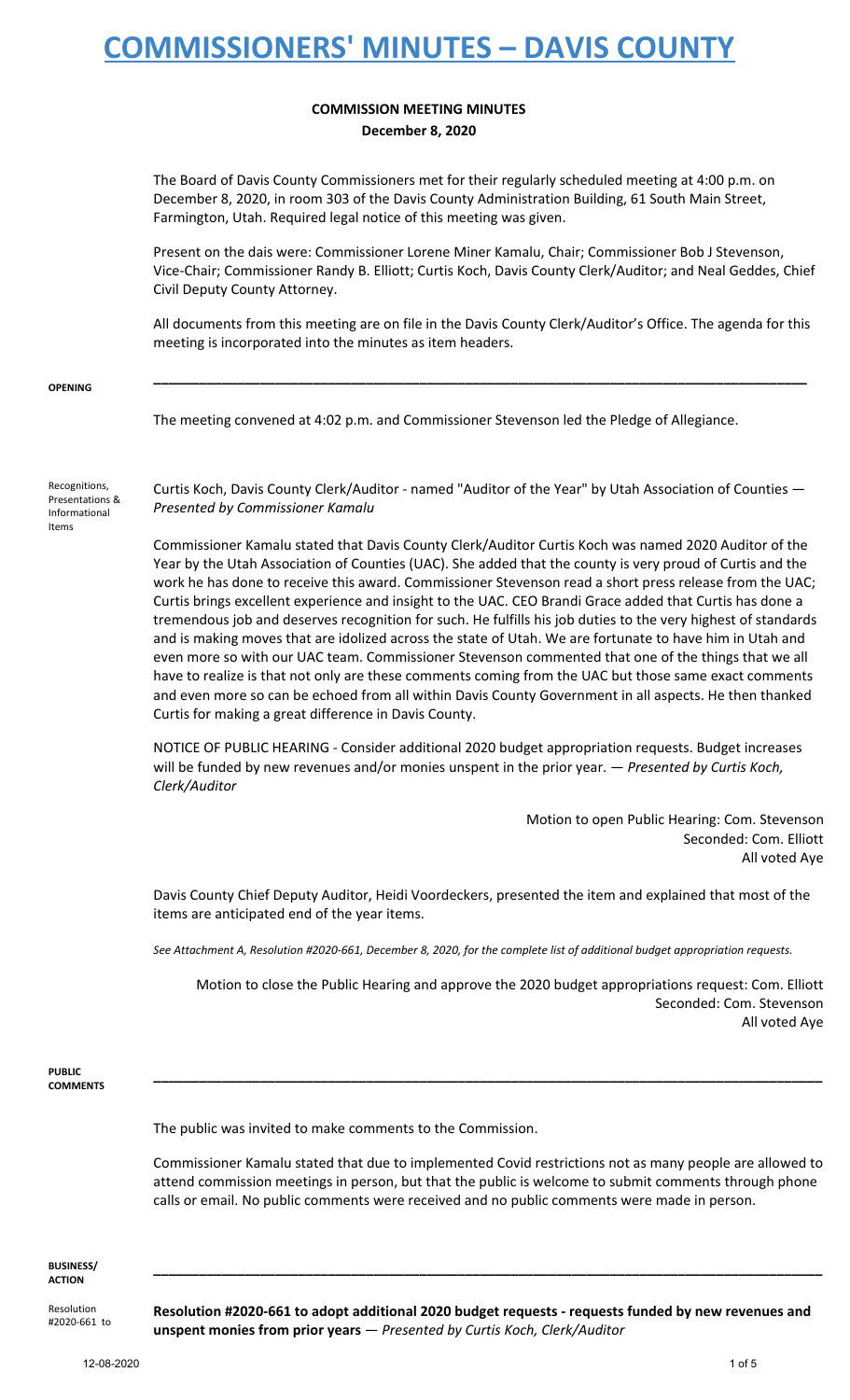# COMMISSIONERS' MINUTES – DAVIS COUNTY

## COMMISSION MEETING MINUTES
**December 8, 2020**

The Board of Davis County Commissioners met for their regularly scheduled meeting at 4:00 p.m. on December 8, 2020, in room 303 of the Davis County Administration Building, 61 South Main Street, Farmington, Utah. Required legal notice of this meeting was given.

Present on the dais were: Commissioner Lorene Miner Kamalu, Chair; Commissioner Bob J Stevenson, Vice-Chair; Commissioner Randy B. Elliott; Curtis Koch, Davis County Clerk/Auditor; and Neal Geddes, Chief Civil Deputy County Attorney.

All documents from this meeting are on file in the Davis County Clerk/Auditor's Office. The agenda for this meeting is incorporated into the minutes as item headers.

**OPENING**

The meeting convened at 4:02 p.m. and Commissioner Stevenson led the Pledge of Allegiance.

Recognitions, Presentations & Informational Items

Curtis Koch, Davis County Clerk/Auditor - named "Auditor of the Year" by Utah Association of Counties — *Presented by Commissioner Kamalu*

Commissioner Kamalu stated that Davis County Clerk/Auditor Curtis Koch was named 2020 Auditor of the Year by the Utah Association of Counties (UAC). She added that the county is very proud of Curtis and the work he has done to receive this award. Commissioner Stevenson read a short press release from the UAC; Curtis brings excellent experience and insight to the UAC. CEO Brandi Grace added that Curtis has done a tremendous job and deserves recognition for such. He fulfills his job duties to the very highest of standards and is making moves that are idolized across the state of Utah. We are fortunate to have him in Utah and even more so with our UAC team. Commissioner Stevenson commented that one of the things that we all have to realize is that not only are these comments coming from the UAC but those same exact comments and even more so can be echoed from all within Davis County Government in all aspects. He then thanked Curtis for making a great difference in Davis County.

NOTICE OF PUBLIC HEARING - Consider additional 2020 budget appropriation requests. Budget increases will be funded by new revenues and/or monies unspent in the prior year. — *Presented by Curtis Koch, Clerk/Auditor*

Motion to open Public Hearing: Com. Stevenson
Seconded: Com. Elliott
All voted Aye

Davis County Chief Deputy Auditor, Heidi Voordeckers, presented the item and explained that most of the items are anticipated end of the year items.

*See Attachment A, Resolution #2020-661, December 8, 2020, for the complete list of additional budget appropriation requests.*

Motion to close the Public Hearing and approve the 2020 budget appropriations request: Com. Elliott
Seconded: Com. Stevenson
All voted Aye

**PUBLIC COMMENTS**

The public was invited to make comments to the Commission.

Commissioner Kamalu stated that due to implemented Covid restrictions not as many people are allowed to attend commission meetings in person, but that the public is welcome to submit comments through phone calls or email. No public comments were received and no public comments were made in person.

**BUSINESS/ ACTION**

Resolution #2020-661 to

**Resolution #2020-661 to adopt additional 2020 budget requests - requests funded by new revenues and unspent monies from prior years** — *Presented by Curtis Koch, Clerk/Auditor*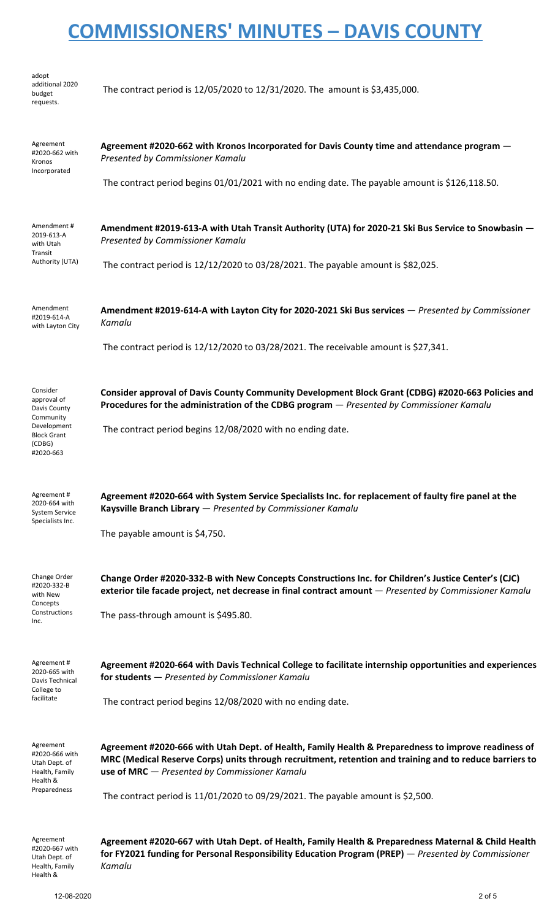adopt additional 2020 budget requests.

The contract period is 12/05/2020 to 12/31/2020. The amount is $3,435,000.

Agreement #2020-662 with Kronos Incorporated

**Agreement #2020-662 with Kronos Incorporated for Davis County time and attendance program** — *Presented by Commissioner Kamalu*

The contract period begins 01/01/2021 with no ending date. The payable amount is $126,118.50.

Amendment # 2019-613-A with Utah Transit Authority (UTA)

**Amendment #2019-613-A with Utah Transit Authority (UTA) for 2020-21 Ski Bus Service to Snowbasin** — *Presented by Commissioner Kamalu*

The contract period is 12/12/2020 to 03/28/2021. The payable amount is $82,025.

Amendment #2019-614-A with Layton City

**Amendment #2019-614-A with Layton City for 2020-2021 Ski Bus services** — *Presented by Commissioner Kamalu*

The contract period is 12/12/2020 to 03/28/2021. The receivable amount is $27,341.

Consider approval of Davis County Community Development Block Grant (CDBG) #2020-663

**Consider approval of Davis County Community Development Block Grant (CDBG) #2020-663 Policies and Procedures for the administration of the CDBG program** — *Presented by Commissioner Kamalu*

The contract period begins 12/08/2020 with no ending date.

Agreement # 2020-664 with System Service Specialists Inc.

**Agreement #2020-664 with System Service Specialists Inc. for replacement of faulty fire panel at the Kaysville Branch Library** — *Presented by Commissioner Kamalu*

The payable amount is $4,750.

Change Order #2020-332-B with New Concepts Constructions Inc.

**Change Order #2020-332-B with New Concepts Constructions Inc. for Children's Justice Center's (CJC) exterior tile facade project, net decrease in final contract amount** — *Presented by Commissioner Kamalu*

The pass-through amount is $495.80.

Agreement # 2020-665 with Davis Technical College to facilitate

**Agreement #2020-664 with Davis Technical College to facilitate internship opportunities and experiences for students** — *Presented by Commissioner Kamalu*

The contract period begins 12/08/2020 with no ending date.

Agreement #2020-666 with Utah Dept. of Health, Family Health & Preparedness

**Agreement #2020-666 with Utah Dept. of Health, Family Health & Preparedness to improve readiness of MRC (Medical Reserve Corps) units through recruitment, retention and training and to reduce barriers to use of MRC** — *Presented by Commissioner Kamalu*

The contract period is 11/01/2020 to 09/29/2021. The payable amount is $2,500.

Agreement #2020-667 with Utah Dept. of Health, Family Health &

**Agreement #2020-667 with Utah Dept. of Health, Family Health & Preparedness Maternal & Child Health for FY2021 funding for Personal Responsibility Education Program (PREP)** — *Presented by Commissioner Kamalu*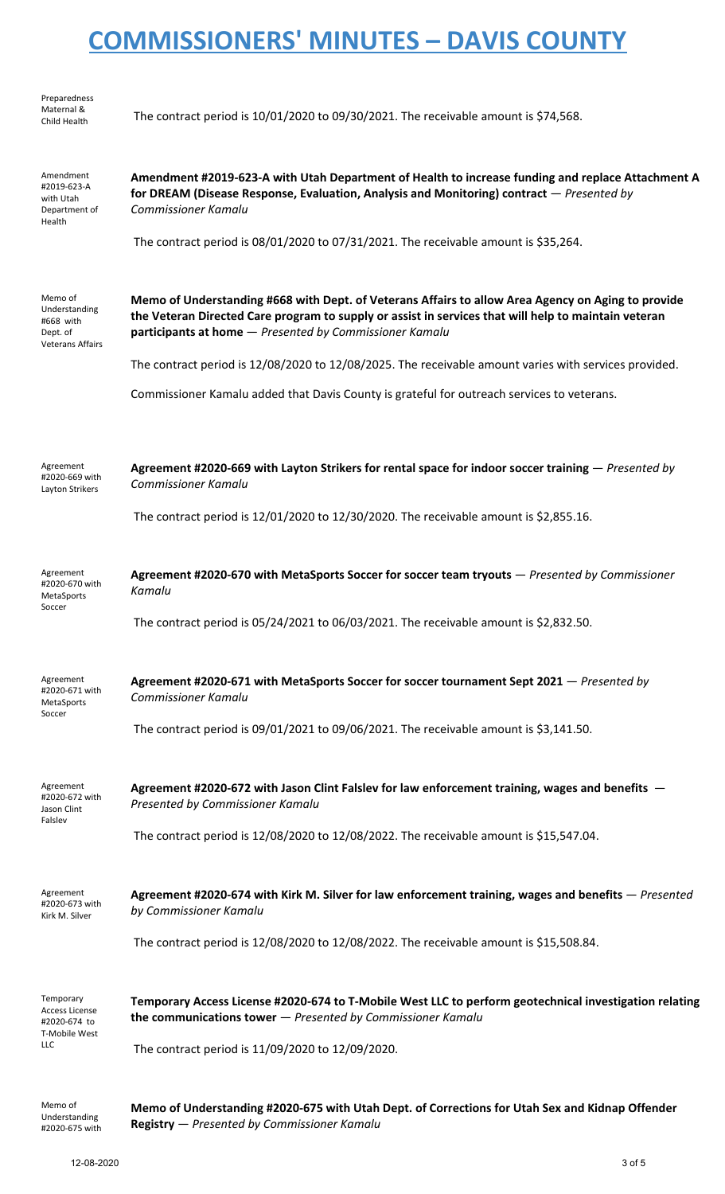# COMMISSIONERS' MINUTES – DAVIS COUNTY

Preparedness Maternal & Child Health

The contract period is 10/01/2020 to 09/30/2021. The receivable amount is $74,568.

Amendment #2019-623-A with Utah Department of Health

**Amendment #2019-623-A with Utah Department of Health to increase funding and replace Attachment A for DREAM (Disease Response, Evaluation, Analysis and Monitoring) contract** — *Presented by Commissioner Kamalu*

The contract period is 08/01/2020 to 07/31/2021. The receivable amount is $35,264.

Memo of Understanding #668 with Dept. of Veterans Affairs

**Memo of Understanding #668 with Dept. of Veterans Affairs to allow Area Agency on Aging to provide the Veteran Directed Care program to supply or assist in services that will help to maintain veteran participants at home** — *Presented by Commissioner Kamalu*

The contract period is 12/08/2020 to 12/08/2025. The receivable amount varies with services provided.

Commissioner Kamalu added that Davis County is grateful for outreach services to veterans.

Agreement #2020-669 with Layton Strikers

**Agreement #2020-669 with Layton Strikers for rental space for indoor soccer training** — *Presented by Commissioner Kamalu*

The contract period is 12/01/2020 to 12/30/2020. The receivable amount is $2,855.16.

Agreement #2020-670 with MetaSports Soccer

**Agreement #2020-670 with MetaSports Soccer for soccer team tryouts** — *Presented by Commissioner Kamalu*

The contract period is 05/24/2021 to 06/03/2021. The receivable amount is $2,832.50.

Agreement #2020-671 with MetaSports Soccer

**Agreement #2020-671 with MetaSports Soccer for soccer tournament Sept 2021** — *Presented by Commissioner Kamalu*

The contract period is 09/01/2021 to 09/06/2021. The receivable amount is $3,141.50.

Agreement #2020-672 with Jason Clint Falslev

**Agreement #2020-672 with Jason Clint Falslev for law enforcement training, wages and benefits** — *Presented by Commissioner Kamalu*

The contract period is 12/08/2020 to 12/08/2022. The receivable amount is $15,547.04.

Agreement #2020-673 with Kirk M. Silver

**Agreement #2020-674 with Kirk M. Silver for law enforcement training, wages and benefits** — *Presented by Commissioner Kamalu*

The contract period is 12/08/2020 to 12/08/2022. The receivable amount is $15,508.84.

Temporary Access License #2020-674 to T-Mobile West LLC

**Temporary Access License #2020-674 to T-Mobile West LLC to perform geotechnical investigation relating the communications tower** — *Presented by Commissioner Kamalu*

The contract period is 11/09/2020 to 12/09/2020.

Memo of Understanding #2020-675 with

**Memo of Understanding #2020-675 with Utah Dept. of Corrections for Utah Sex and Kidnap Offender Registry** — *Presented by Commissioner Kamalu*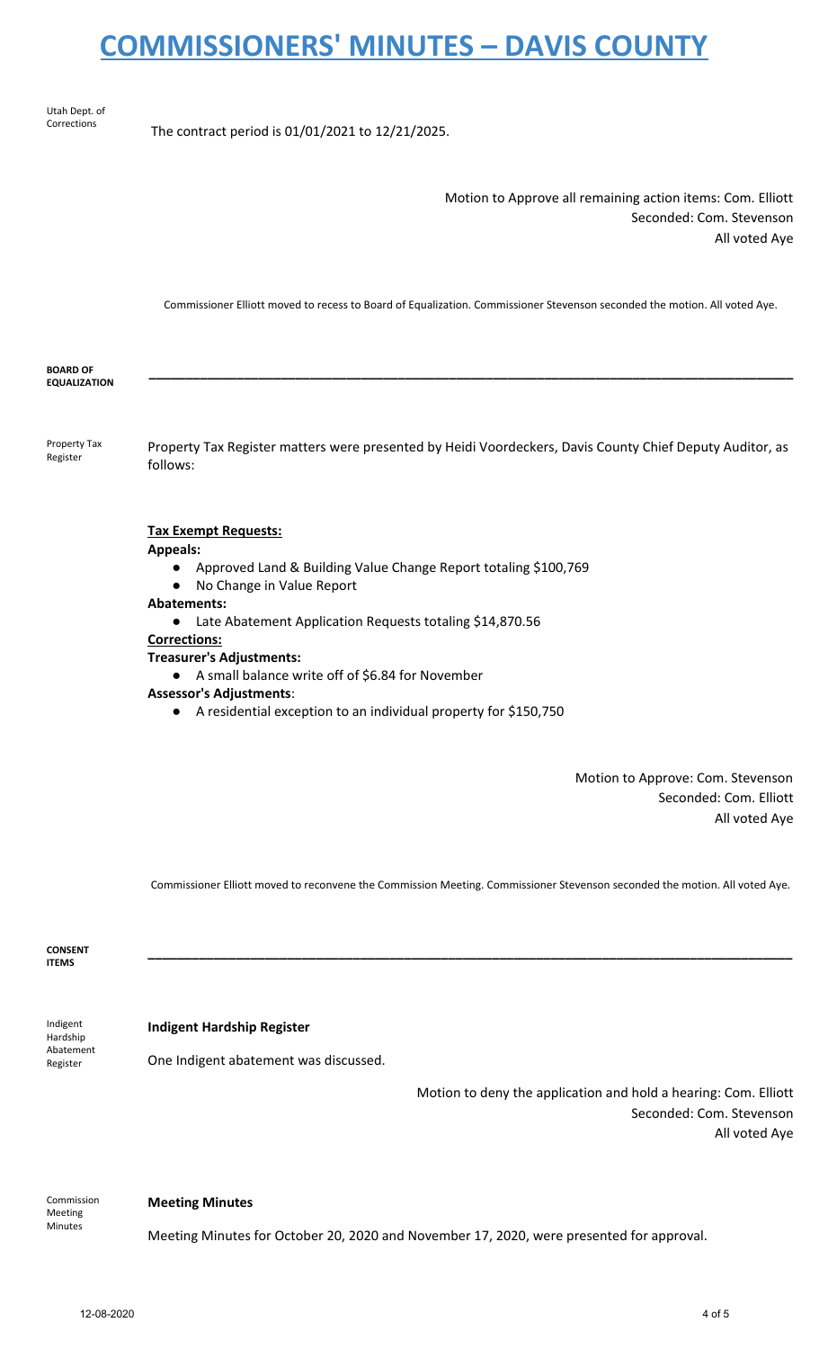# COMMISSIONERS' MINUTES – DAVIS COUNTY

Utah Dept. of Corrections

The contract period is 01/01/2021 to 12/21/2025.

Motion to Approve all remaining action items: Com. Elliott
Seconded: Com. Stevenson
All voted Aye

Commissioner Elliott moved to recess to Board of Equalization. Commissioner Stevenson seconded the motion. All voted Aye.

**BOARD OF EQUALIZATION**

---

Property Tax Register

Property Tax Register matters were presented by Heidi Voordeckers, Davis County Chief Deputy Auditor, as follows:

**Tax Exempt Requests:**

**Appeals:**

- Approved Land & Building Value Change Report totaling $100,769
- No Change in Value Report

**Abatements:**

- Late Abatement Application Requests totaling $14,870.56

**Corrections:**

**Treasurer's Adjustments:**

- A small balance write off of $6.84 for November

**Assessor's Adjustments**:

- A residential exception to an individual property for $150,750

Motion to Approve: Com. Stevenson
Seconded: Com. Elliott
All voted Aye

Commissioner Elliott moved to reconvene the Commission Meeting. Commissioner Stevenson seconded the motion. All voted Aye.

**CONSENT ITEMS**

---

Indigent Hardship Abatement Register

**Indigent Hardship Register**

One Indigent abatement was discussed.

Motion to deny the application and hold a hearing: Com. Elliott
Seconded: Com. Stevenson
All voted Aye

Commission Meeting Minutes

**Meeting Minutes**

Meeting Minutes for October 20, 2020 and November 17, 2020, were presented for approval.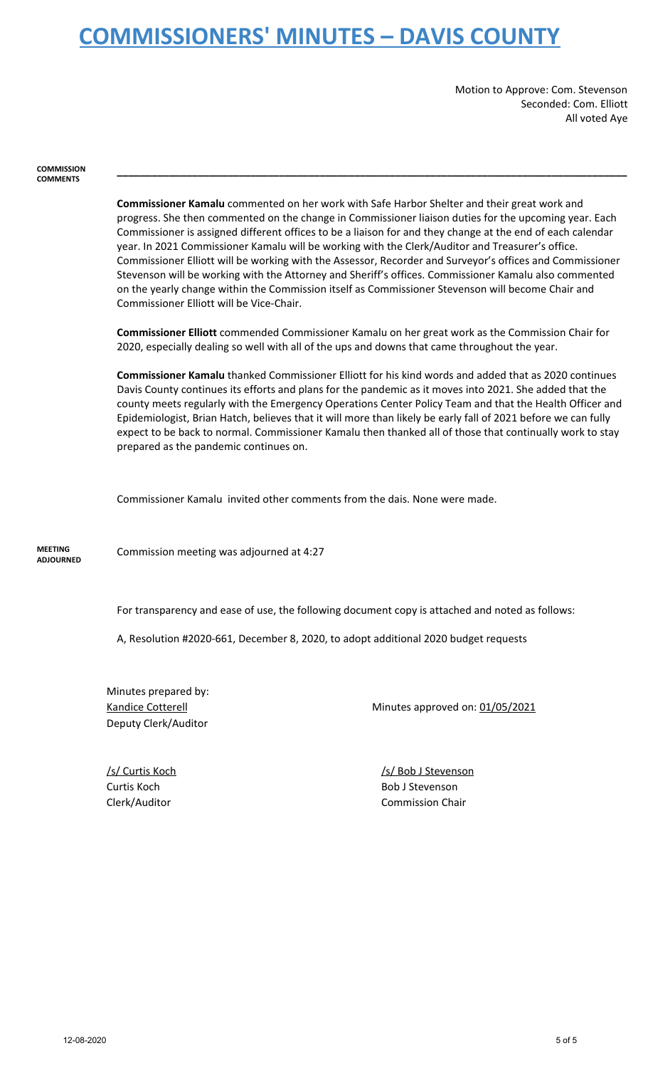Motion to Approve: Com. Stevenson
Seconded: Com. Elliott
All voted Aye

**COMMISSION COMMENTS**

**Commissioner Kamalu** commented on her work with Safe Harbor Shelter and their great work and progress. She then commented on the change in Commissioner liaison duties for the upcoming year. Each Commissioner is assigned different offices to be a liaison for and they change at the end of each calendar year. In 2021 Commissioner Kamalu will be working with the Clerk/Auditor and Treasurer's office. Commissioner Elliott will be working with the Assessor, Recorder and Surveyor's offices and Commissioner Stevenson will be working with the Attorney and Sheriff's offices. Commissioner Kamalu also commented on the yearly change within the Commission itself as Commissioner Stevenson will become Chair and Commissioner Elliott will be Vice-Chair.

**Commissioner Elliott** commended Commissioner Kamalu on her great work as the Commission Chair for 2020, especially dealing so well with all of the ups and downs that came throughout the year.

**Commissioner Kamalu** thanked Commissioner Elliott for his kind words and added that as 2020 continues Davis County continues its efforts and plans for the pandemic as it moves into 2021. She added that the county meets regularly with the Emergency Operations Center Policy Team and that the Health Officer and Epidemiologist, Brian Hatch, believes that it will more than likely be early fall of 2021 before we can fully expect to be back to normal. Commissioner Kamalu then thanked all of those that continually work to stay prepared as the pandemic continues on.

Commissioner Kamalu invited other comments from the dais. None were made.

**MEETING ADJOURNED**

Commission meeting was adjourned at 4:27

For transparency and ease of use, the following document copy is attached and noted as follows:

A, Resolution #2020-661, December 8, 2020, to adopt additional 2020 budget requests

Minutes prepared by:
Kandice Cotterell
Deputy Clerk/Auditor

Minutes approved on: 01/05/2021

/s/ Curtis Koch
Curtis Koch
Clerk/Auditor

/s/ Bob J Stevenson
Bob J Stevenson
Commission Chair